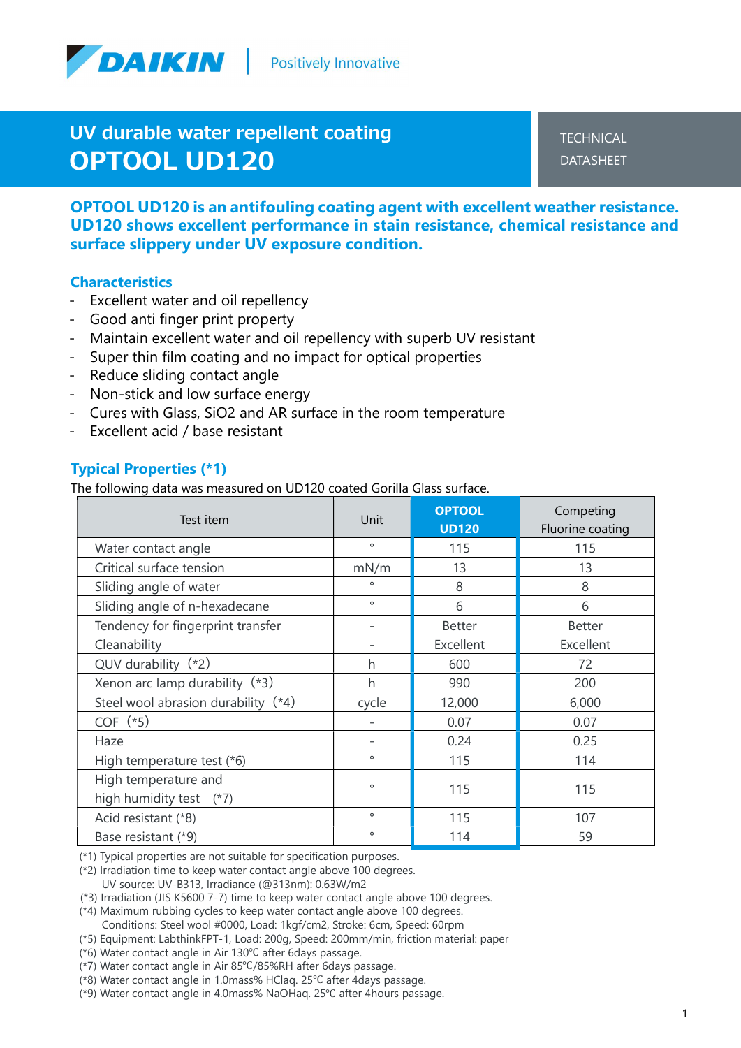DAIKIN | Positively Innovative

# UV durable water repellent coating
# OPTOOL UD120

TECHNICAL DATASHEET

**OPTOOL UD120 is an antifouling coating agent with excellent weather resistance. UD120 shows excellent performance in stain resistance, chemical resistance and surface slippery under UV exposure condition.**

## Characteristics

- Excellent water and oil repellency
- Good anti finger print property
- Maintain excellent water and oil repellency with superb UV resistant
- Super thin film coating and no impact for optical properties
- Reduce sliding contact angle
- Non-stick and low surface energy
- Cures with Glass, $SiO_2$ and AR surface in the room temperature
- Excellent acid / base resistant

## Typical Properties (*1)

The following data was measured on UD120 coated Gorilla Glass surface.

| Test item | Unit | OPTOOL UD120 | Competing Fluorine coating |
|---|---|---|---|
| Water contact angle | ° | 115 | 115 |
| Critical surface tension | mN/m | 13 | 13 |
| Sliding angle of water | ° | 8 | 8 |
| Sliding angle of n-hexadecane | ° | 6 | 6 |
| Tendency for fingerprint transfer | - | Better | Better |
| Cleanability | - | Excellent | Excellent |
| QUV durability (*2) | h | 600 | 72 |
| Xenon arc lamp durability (*3) | h | 990 | 200 |
| Steel wool abrasion durability (*4) | cycle | 12,000 | 6,000 |
| COF (*5) | - | 0.07 | 0.07 |
| Haze | - | 0.24 | 0.25 |
| High temperature test (*6) | ° | 115 | 114 |
| High temperature and high humidity test (*7) | ° | 115 | 115 |
| Acid resistant (*8) | ° | 115 | 107 |
| Base resistant (*9) | ° | 114 | 59 |

(*1) Typical properties are not suitable for specification purposes.
(*2) Irradiation time to keep water contact angle above 100 degrees.
UV source: UV-B313, Irradiance (@313nm): $0.63 W/m^2$
(*3) Irradiation (JIS K5600 7-7) time to keep water contact angle above 100 degrees.
(*4) Maximum rubbing cycles to keep water contact angle above 100 degrees.
Conditions: Steel wool #0000, Load: $1 kgf/cm^2$, Stroke: 6cm, Speed: 60rpm
(*5) Equipment: LabthinkFPT-1, Load: 200g, Speed: 200mm/min, friction material: paper
(*6) Water contact angle in Air 130℃ after 6days passage.
(*7) Water contact angle in Air 85℃/85%RH after 6days passage.
(*8) Water contact angle in 1.0mass% HClaq. 25℃ after 4days passage.
(*9) Water contact angle in 4.0mass% NaOHaq. 25℃ after 4hours passage.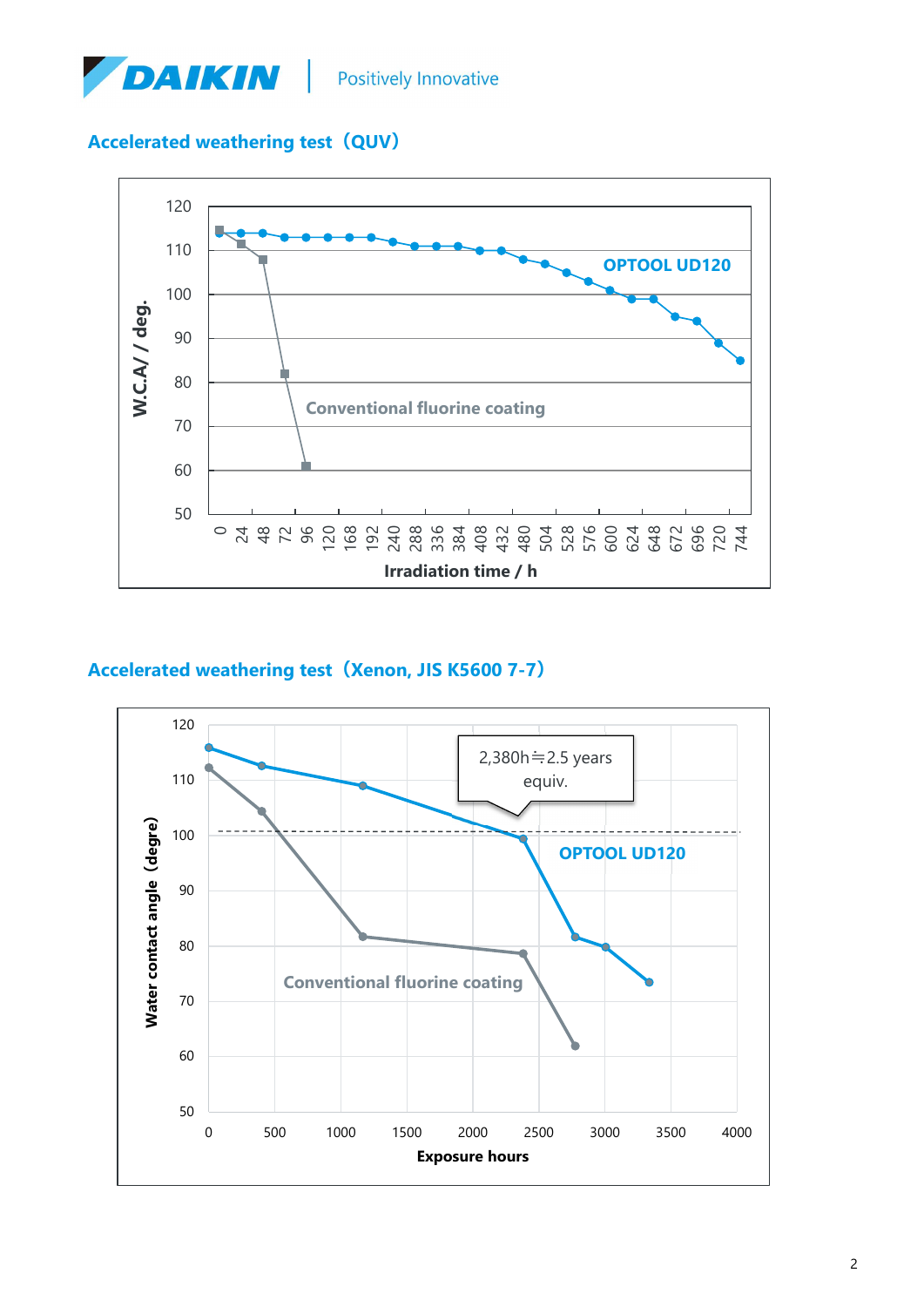## Accelerated weathering test（QUV）

## Accelerated weathering test（Xenon, JIS K5600 7-7）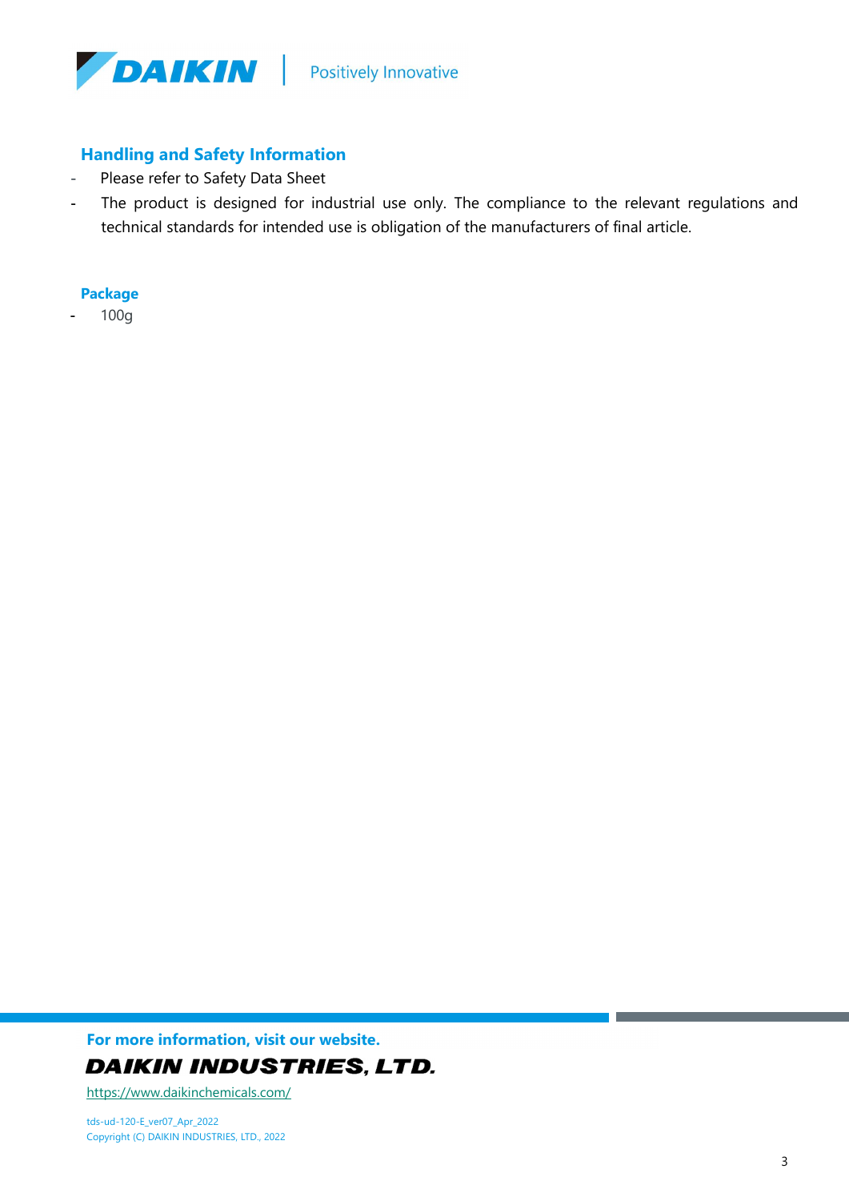## Handling and Safety Information

- Please refer to Safety Data Sheet
- The product is designed for industrial use only. The compliance to the relevant regulations and technical standards for intended use is obligation of the manufacturers of final article.

## Package

- 100g

**For more information, visit our website.**

***DAIKIN INDUSTRIES, LTD.***

https://www.daikinchemicals.com/

tds-ud-120-E_ver07_Apr_2022
Copyright (C) DAIKIN INDUSTRIES, LTD., 2022